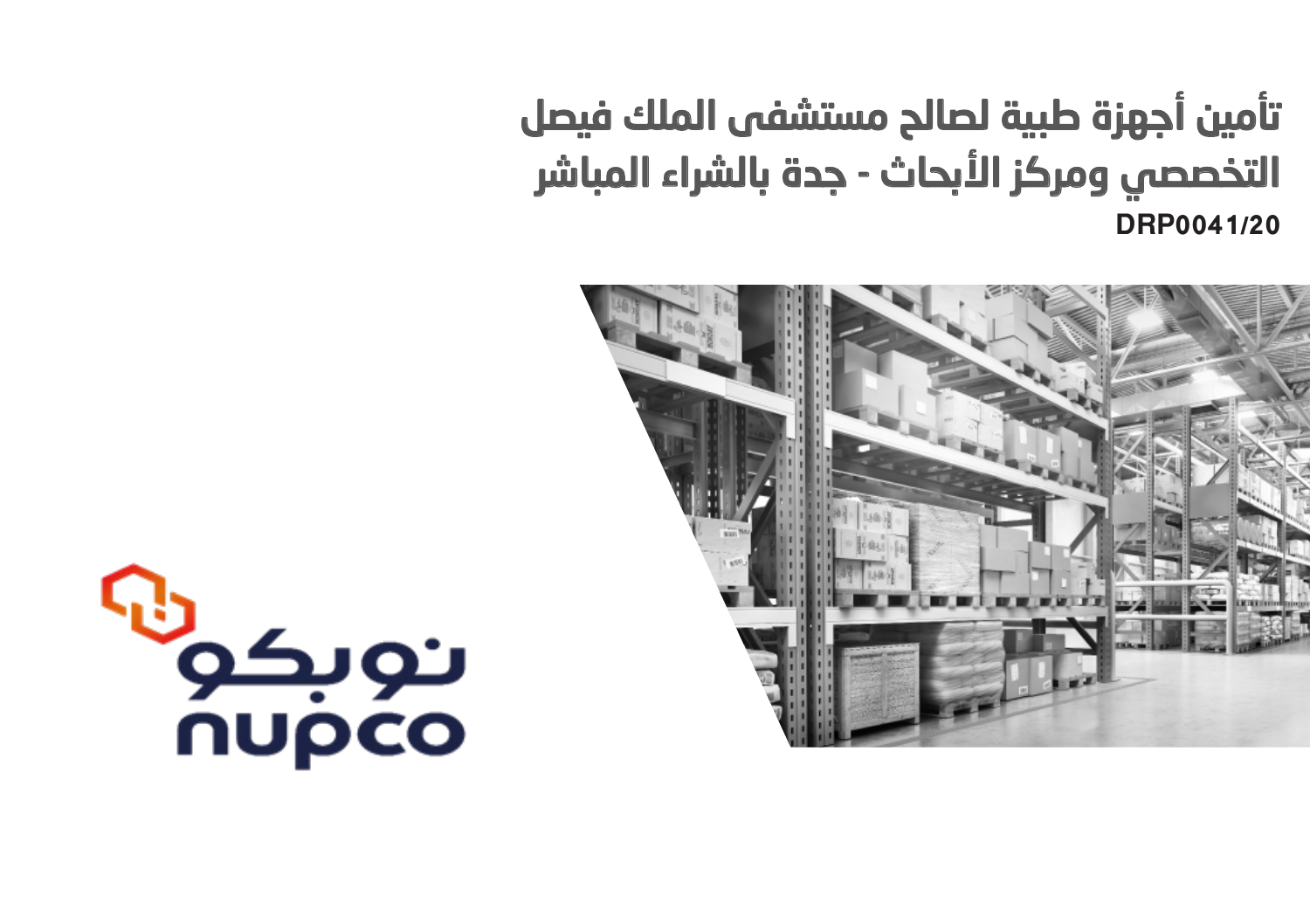# تأمين أجهزة طبية لصالح مستشفى الملك فيصل التخصصي ومركز الأبحاث - جدة بالشراء المباشر

**DRP0041/20**

نوبكو

nupco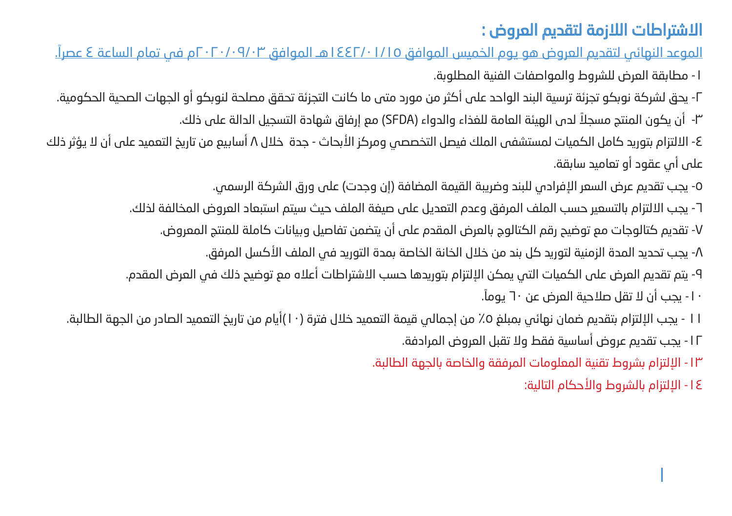## الاشتراطات اللازمة لتقديم العروض :

الموعد النهائي لتقديم العروض هو يوم الخميس الموافق ١٤٤٢/٠١/١٥هـ الموافق ٢٠٢٠/٠٩/٠٣م في تمام الساعة ٤ عصراً.

١- مطابقة العرض للشروط والمواصفات الفنية المطلوبة.

٢- يحق لشركة نوبكو تجزئة ترسية البند الواحد على أكثر من مورد متى ما كانت التجزئة تحقق مصلحة لنوبكو أو الجهات الصحية الحكومية.

٣- أن يكون المنتج مسجلاً لدى الهيئة العامة للغذاء والدواء (SFDA) مع إرفاق شهادة التسجيل الدالة على ذلك.

٤- الالتزام بتوريد كامل الكميات لمستشفى الملك فيصل التخصصي ومركز الأبحاث - جدة خلال ٨ أسابيع من تاريخ التعميد على أن لا يؤثر ذلك على أي عقود أو تعاميد سابقة.

٥- يجب تقديم عرض السعر الإفرادي للبند وضريبة القيمة المضافة (إن وجدت) على ورق الشركة الرسمي.

٦- يجب الالتزام بالتسعير حسب الملف المرفق وعدم التعديل على صيغة الملف حيث سيتم استبعاد العروض المخالفة لذلك.

٧- تقديم كتالوجات مع توضيح رقم الكتالوج بالعرض المقدم على أن يتضمن تفاصيل وبيانات كاملة للمنتج المعروض.

٨- يجب تحديد المدة الزمنية لتوريد كل بند من خلال الخانة الخاصة بمدة التوريد في الملف الأكسل المرفق.

٩- يتم تقديم العرض على الكميات التي يمكن الإلتزام بتوريدها حسب الاشتراطات أعلاه مع توضيح ذلك في العرض المقدم.

١٠- يجب أن لا تقل صلاحية العرض عن ٦٠ يوماً.

١١ - يجب الإلتزام بتقديم ضمان نهائي بمبلغ ٥٪ من إجمالي قيمة التعميد خلال فترة (١٠)أيام من تاريخ التعميد الصادر من الجهة الطالبة.

١٢- يجب تقديم عروض أساسية فقط ولا تقبل العروض المرادفة.

١٣- الإلتزام بشروط تقنية المعلومات المرفقة والخاصة بالجهة الطالبة.

١٤- الإلتزام بالشروط والأحكام التالية: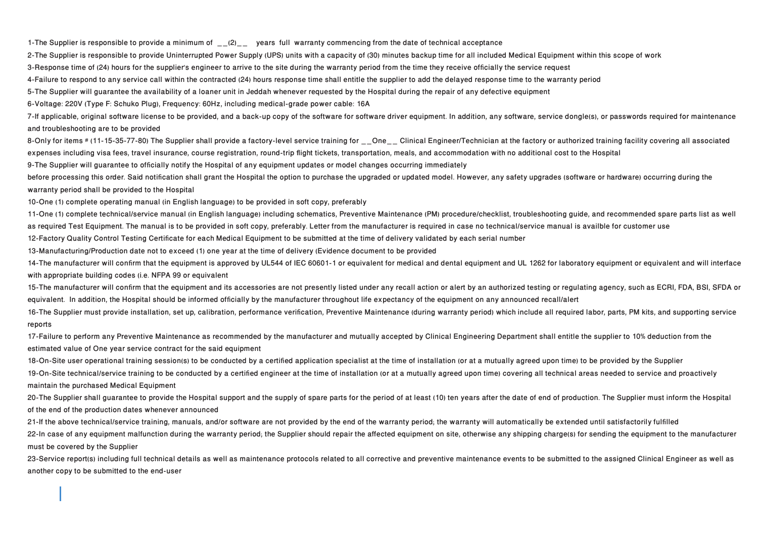1-The Supplier is responsible to provide a minimum of  __(2)__   years  full  warranty commencing from the date of technical acceptance

2-The Supplier is responsible to provide Uninterrupted Power Supply (UPS) units with a capacity of (30) minutes backup time for all included Medical Equipment within this scope of work

3-Response time of (24) hours for the supplier's engineer to arrive to the site during the warranty period from the time they receive officially the service request

4-Failure to respond to any service call within the contracted (24) hours response time shall entitle the supplier to add the delayed response time to the warranty period

5-The Supplier will guarantee the availability of a loaner unit in Jeddah whenever requested by the Hospital during the repair of any defective equipment

6-Voltage: 220V (Type F: Schuko Plug), Frequency: 60Hz, including medical-grade power cable: 16A

7-If applicable, original software license to be provided, and a back-up copy of the software for software driver equipment. In addition, any software, service dongle(s), or passwords required for maintenance and troubleshooting are to be provided

8-Only for items # (11-15-35-77-80) The Supplier shall provide a factory-level service training for __One__ Clinical Engineer/Technician at the factory or authorized training facility covering all associated expenses including visa fees, travel insurance, course registration, round-trip flight tickets, transportation, meals, and accommodation with no additional cost to the Hospital

9-The Supplier will guarantee to officially notify the Hospital of any equipment updates or model changes occurring immediately before processing this order. Said notification shall grant the Hospital the option to purchase the upgraded or updated model. However, any safety upgrades (software or hardware) occurring during the warranty period shall be provided to the Hospital

10-One (1) complete operating manual (in English language) to be provided in soft copy, preferably

11-One (1) complete technical/service manual (in English language) including schematics, Preventive Maintenance (PM) procedure/checklist, troubleshooting guide, and recommended spare parts list as well as required Test Equipment. The manual is to be provided in soft copy, preferably. Letter from the manufacturer is required in case no technical/service manual is availble for customer use

12-Factory Quality Control Testing Certificate for each Medical Equipment to be submitted at the time of delivery validated by each serial number

13-Manufacturing/Production date not to exceed (1) one year at the time of delivery (Evidence document to be provided

14-The manufacturer will confirm that the equipment is approved by UL544 of IEC 60601-1 or equivalent for medical and dental equipment and UL 1262 for laboratory equipment or equivalent and will interface with appropriate building codes (i.e. NFPA 99 or equivalent

15-The manufacturer will confirm that the equipment and its accessories are not presently listed under any recall action or alert by an authorized testing or regulating agency, such as ECRI, FDA, BSI, SFDA or equivalent.  In addition, the Hospital should be informed officially by the manufacturer throughout life expectancy of the equipment on any announced recall/alert

16-The Supplier must provide installation, set up, calibration, performance verification, Preventive Maintenance (during warranty period) which include all required labor, parts, PM kits, and supporting service reports

17-Failure to perform any Preventive Maintenance as recommended by the manufacturer and mutually accepted by Clinical Engineering Department shall entitle the supplier to 10% deduction from the estimated value of One year service contract for the said equipment

18-On-Site user operational training session(s) to be conducted by a certified application specialist at the time of installation (or at a mutually agreed upon time) to be provided by the Supplier

19-On-Site technical/service training to be conducted by a certified engineer at the time of installation (or at a mutually agreed upon time) covering all technical areas needed to service and proactively maintain the purchased Medical Equipment

20-The Supplier shall guarantee to provide the Hospital support and the supply of spare parts for the period of at least (10) ten years after the date of end of production. The Supplier must inform the Hospital of the end of the production dates whenever announced

21-If the above technical/service training, manuals, and/or software are not provided by the end of the warranty period; the warranty will automatically be extended until satisfactorily fulfilled

22-In case of any equipment malfunction during the warranty period; the Supplier should repair the affected equipment on site, otherwise any shipping charge(s) for sending the equipment to the manufacturer must be covered by the Supplier

23-Service report(s) including full technical details as well as maintenance protocols related to all corrective and preventive maintenance events to be submitted to the assigned Clinical Engineer as well as another copy to be submitted to the end-user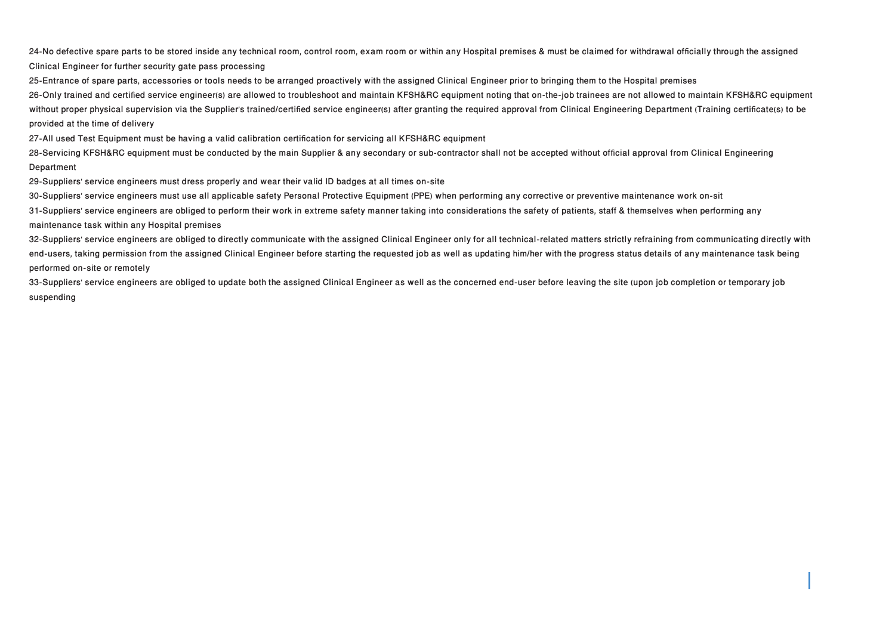24-No defective spare parts to be stored inside any technical room, control room, exam room or within any Hospital premises & must be claimed for withdrawal officially through the assigned Clinical Engineer for further security gate pass processing

25-Entrance of spare parts, accessories or tools needs to be arranged proactively with the assigned Clinical Engineer prior to bringing them to the Hospital premises

26-Only trained and certified service engineer(s) are allowed to troubleshoot and maintain KFSH&RC equipment noting that on-the-job trainees are not allowed to maintain KFSH&RC equipment without proper physical supervision via the Supplier's trained/certified service engineer(s) after granting the required approval from Clinical Engineering Department (Training certificate(s) to be provided at the time of delivery

27-All used Test Equipment must be having a valid calibration certification for servicing all KFSH&RC equipment

28-Servicing KFSH&RC equipment must be conducted by the main Supplier & any secondary or sub-contractor shall not be accepted without official approval from Clinical Engineering Department

29-Suppliers' service engineers must dress properly and wear their valid ID badges at all times on-site

30-Suppliers' service engineers must use all applicable safety Personal Protective Equipment (PPE) when performing any corrective or preventive maintenance work on-sit

31-Suppliers' service engineers are obliged to perform their work in extreme safety manner taking into considerations the safety of patients, staff & themselves when performing any maintenance task within any Hospital premises

32-Suppliers' service engineers are obliged to directly communicate with the assigned Clinical Engineer only for all technical-related matters strictly refraining from communicating directly with end-users, taking permission from the assigned Clinical Engineer before starting the requested job as well as updating him/her with the progress status details of any maintenance task being performed on-site or remotely

33-Suppliers' service engineers are obliged to update both the assigned Clinical Engineer as well as the concerned end-user before leaving the site (upon job completion or temporary job suspending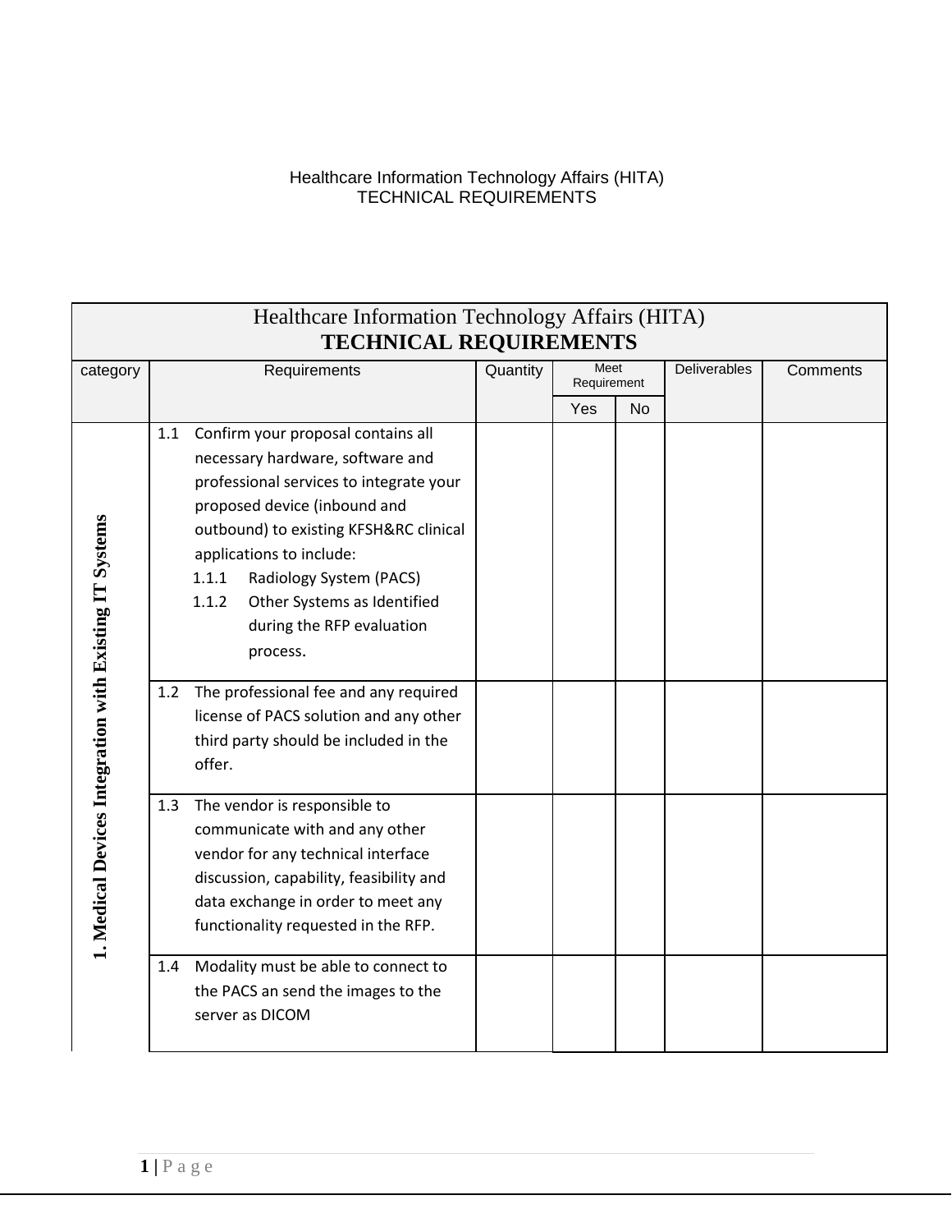Healthcare Information Technology Affairs (HITA)
TECHNICAL REQUIREMENTS

| Healthcare Information Technology Affairs (HITA) **TECHNICAL REQUIREMENTS** | | | | | | |
|---|---|---|---|---|---|---|
| category | Requirements | Quantity | Meet Requirement | | Deliverables | Comments |
| | | | Yes | No | | |
| **1. Medical Devices Integration with Existing IT Systems** | 1.1 Confirm your proposal contains all necessary hardware, software and professional services to integrate your proposed device (inbound and outbound) to existing KFSH&RC clinical applications to include: 1.1.1 Radiology System (PACS) 1.1.2 Other Systems as Identified during the RFP evaluation process. | | | | | |
| | 1.2 The professional fee and any required license of PACS solution and any other third party should be included in the offer. | | | | | |
| | 1.3 The vendor is responsible to communicate with and any other vendor for any technical interface discussion, capability, feasibility and data exchange in order to meet any functionality requested in the RFP. | | | | | |
| | 1.4 Modality must be able to connect to the PACS an send the images to the server as DICOM | | | | | |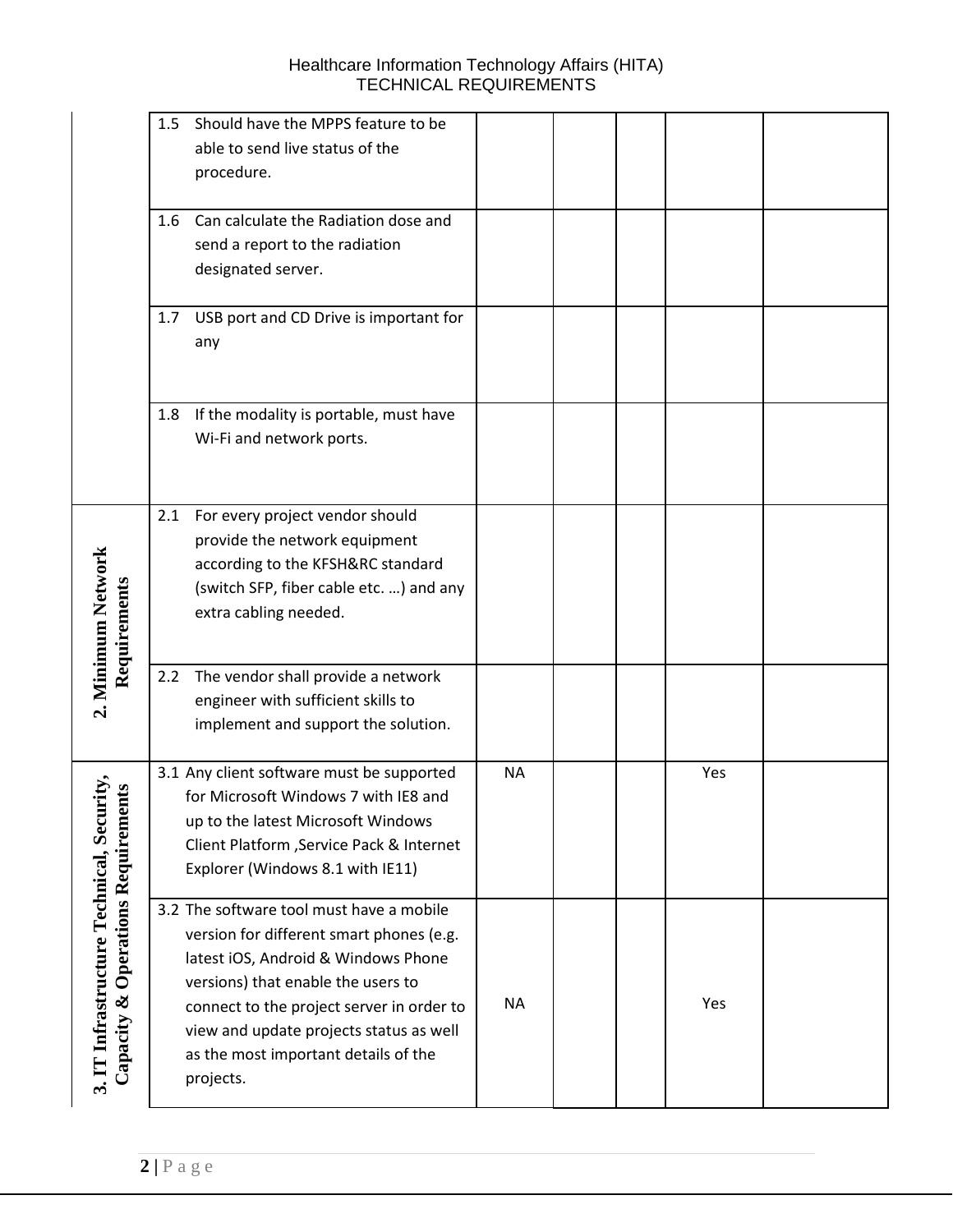| | | | | | | |
|---|---|---|---|---|---|---|
| | 1.5 Should have the MPPS feature to be able to send live status of the procedure. | | | | | |
| | 1.6 Can calculate the Radiation dose and send a report to the radiation designated server. | | | | | |
| | 1.7 USB port and CD Drive is important for any | | | | | |
| | 1.8 If the modality is portable, must have Wi-Fi and network ports. | | | | | |
| **2. Minimum Network Requirements** | 2.1 For every project vendor should provide the network equipment according to the KFSH&RC standard (switch SFP, fiber cable etc. …) and any extra cabling needed. | | | | | |
| | 2.2 The vendor shall provide a network engineer with sufficient skills to implement and support the solution. | | | | | |
| **3. IT Infrastructure Technical, Security, Capacity & Operations Requirements** | 3.1 Any client software must be supported for Microsoft Windows 7 with IE8 and up to the latest Microsoft Windows Client Platform ,Service Pack & Internet Explorer (Windows 8.1 with IE11) | NA | | | Yes | |
| | 3.2 The software tool must have a mobile version for different smart phones (e.g. latest iOS, Android & Windows Phone versions) that enable the users to connect to the project server in order to view and update projects status as well as the most important details of the projects. | NA | | | Yes | |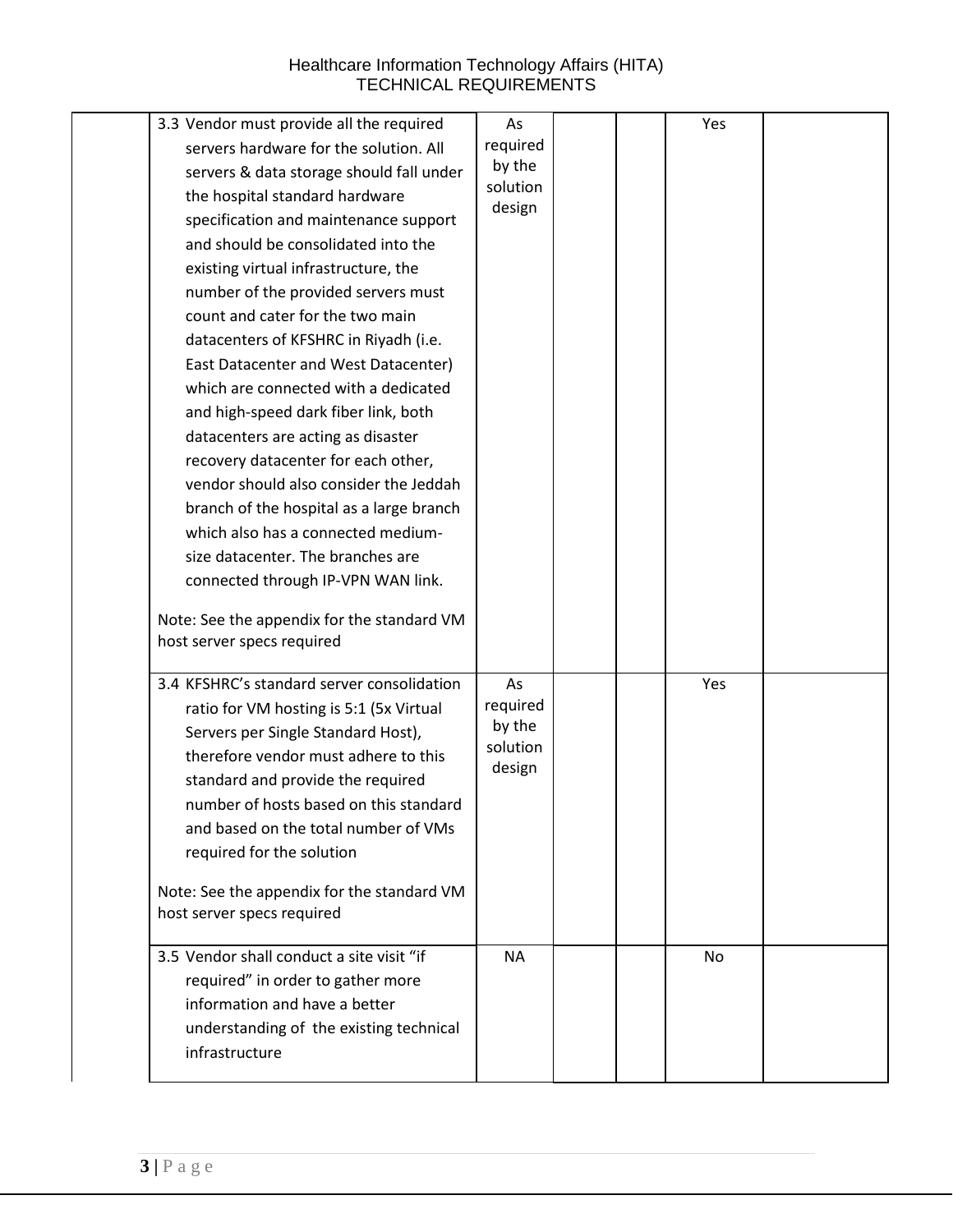| | | | | | |
|---|---|---|---|---|---|
| 3.3 Vendor must provide all the required servers hardware for the solution. All servers & data storage should fall under the hospital standard hardware specification and maintenance support and should be consolidated into the existing virtual infrastructure, the number of the provided servers must count and cater for the two main datacenters of KFSHRC in Riyadh (i.e. East Datacenter and West Datacenter) which are connected with a dedicated and high-speed dark fiber link, both datacenters are acting as disaster recovery datacenter for each other, vendor should also consider the Jeddah branch of the hospital as a large branch which also has a connected medium-size datacenter. The branches are connected through IP-VPN WAN link.<br><br>Note: See the appendix for the standard VM host server specs required | As required by the solution design | | | Yes | |
| 3.4 KFSHRC's standard server consolidation ratio for VM hosting is 5:1 (5x Virtual Servers per Single Standard Host), therefore vendor must adhere to this standard and provide the required number of hosts based on this standard and based on the total number of VMs required for the solution<br><br>Note: See the appendix for the standard VM host server specs required | As required by the solution design | | | Yes | |
| 3.5 Vendor shall conduct a site visit "if required" in order to gather more information and have a better understanding of the existing technical infrastructure | NA | | | No | |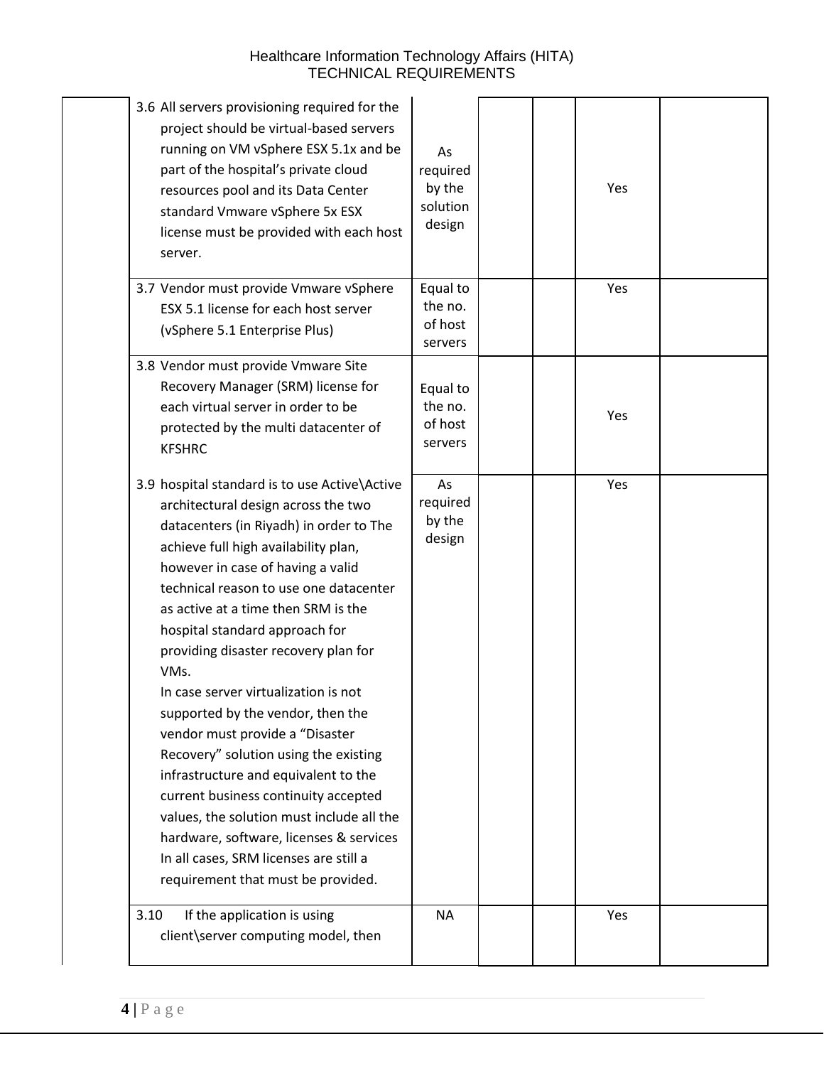| | | | | | | |
|---|---|---|---|---|---|---|
| | 3.6 All servers provisioning required for the project should be virtual-based servers running on VM vSphere ESX 5.1x and be part of the hospital's private cloud resources pool and its Data Center standard Vmware vSphere 5x ESX license must be provided with each host server. | As required by the solution design | | | Yes | |
| | 3.7 Vendor must provide Vmware vSphere ESX 5.1 license for each host server (vSphere 5.1 Enterprise Plus) | Equal to the no. of host servers | | | Yes | |
| | 3.8 Vendor must provide Vmware Site Recovery Manager (SRM) license for each virtual server in order to be protected by the multi datacenter of KFSHRC | Equal to the no. of host servers | | | Yes | |
| | 3.9 hospital standard is to use Active\Active architectural design across the two datacenters (in Riyadh) in order to The achieve full high availability plan, however in case of having a valid technical reason to use one datacenter as active at a time then SRM is the hospital standard approach for providing disaster recovery plan for VMs.<br>In case server virtualization is not supported by the vendor, then the vendor must provide a "Disaster Recovery" solution using the existing infrastructure and equivalent to the current business continuity accepted values, the solution must include all the hardware, software, licenses & services In all cases, SRM licenses are still a requirement that must be provided. | As required by the design | | | Yes | |
| | 3.10 If the application is using client\server computing model, then | NA | | | Yes | |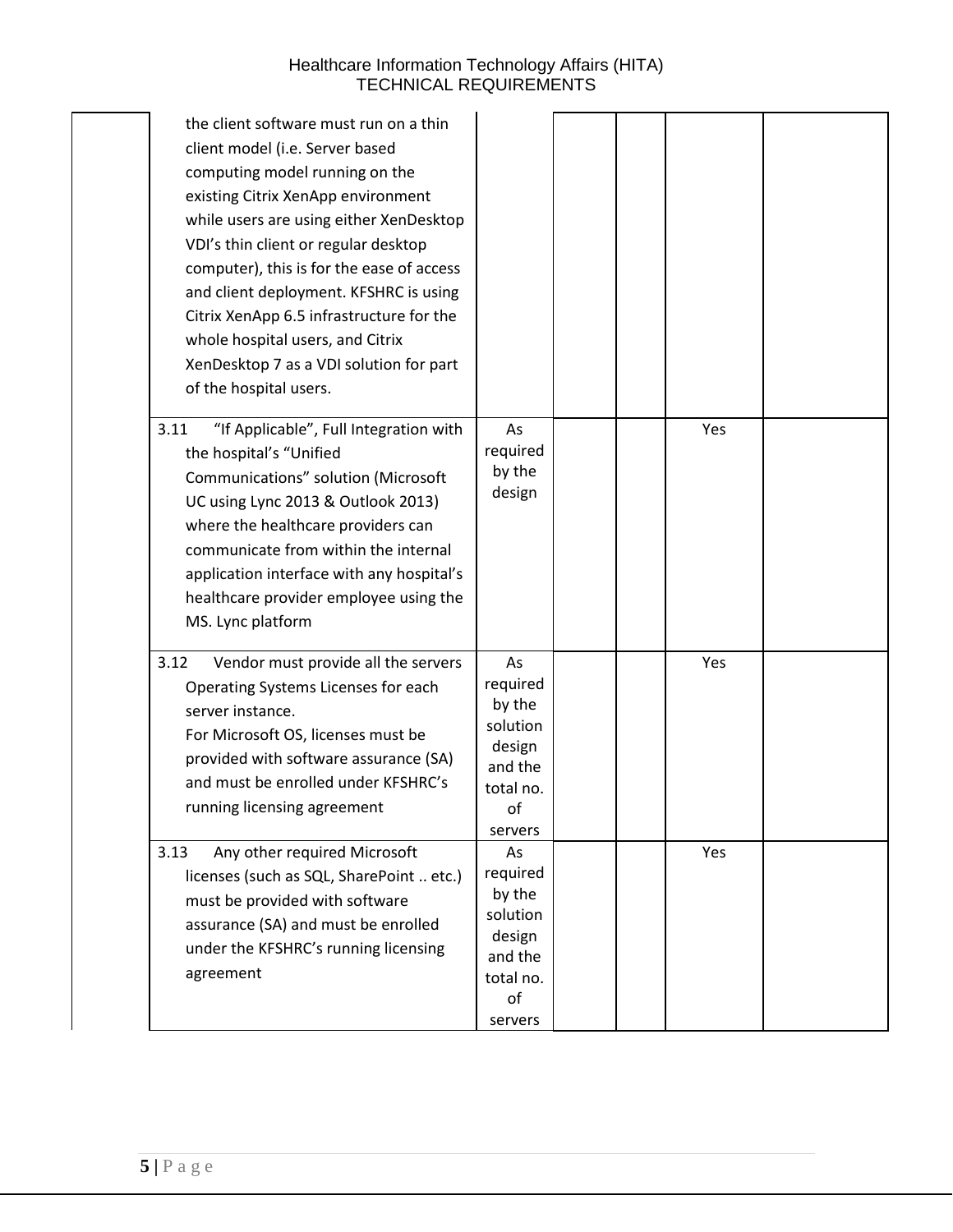| | | | | | | |
|---|---|---|---|---|---|---|
| | the client software must run on a thin client model (i.e. Server based computing model running on the existing Citrix XenApp environment while users are using either XenDesktop VDI's thin client or regular desktop computer), this is for the ease of access and client deployment. KFSHRC is using Citrix XenApp 6.5 infrastructure for the whole hospital users, and Citrix XenDesktop 7 as a VDI solution for part of the hospital users. | | | | | |
| | 3.11 "If Applicable", Full Integration with the hospital's "Unified Communications" solution (Microsoft UC using Lync 2013 & Outlook 2013) where the healthcare providers can communicate from within the internal application interface with any hospital's healthcare provider employee using the MS. Lync platform | As required by the design | | | Yes | |
| | 3.12 Vendor must provide all the servers Operating Systems Licenses for each server instance.<br>For Microsoft OS, licenses must be provided with software assurance (SA) and must be enrolled under KFSHRC's running licensing agreement | As required by the solution design and the total no. of servers | | | Yes | |
| | 3.13 Any other required Microsoft licenses (such as SQL, SharePoint .. etc.) must be provided with software assurance (SA) and must be enrolled under the KFSHRC's running licensing agreement | As required by the solution design and the total no. of servers | | | Yes | |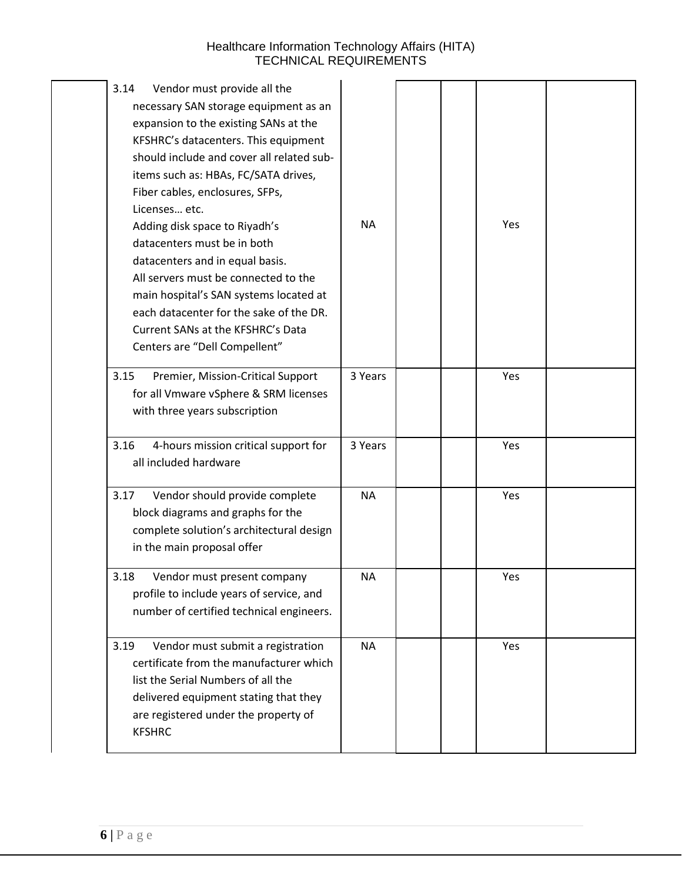| | | | | | | |
|---|---|---|---|---|---|---|
| | 3.14 Vendor must provide all the necessary SAN storage equipment as an expansion to the existing SANs at the KFSHRC's datacenters. This equipment should include and cover all related sub-items such as: HBAs, FC/SATA drives, Fiber cables, enclosures, SFPs, Licenses… etc.<br>Adding disk space to Riyadh's datacenters must be in both datacenters and in equal basis.<br>All servers must be connected to the main hospital's SAN systems located at each datacenter for the sake of the DR.<br>Current SANs at the KFSHRC's Data Centers are "Dell Compellent" | NA | | | Yes | |
| | 3.15 Premier, Mission-Critical Support for all Vmware vSphere & SRM licenses with three years subscription | 3 Years | | | Yes | |
| | 3.16 4-hours mission critical support for all included hardware | 3 Years | | | Yes | |
| | 3.17 Vendor should provide complete block diagrams and graphs for the complete solution's architectural design in the main proposal offer | NA | | | Yes | |
| | 3.18 Vendor must present company profile to include years of service, and number of certified technical engineers. | NA | | | Yes | |
| | 3.19 Vendor must submit a registration certificate from the manufacturer which list the Serial Numbers of all the delivered equipment stating that they are registered under the property of KFSHRC | NA | | | Yes | |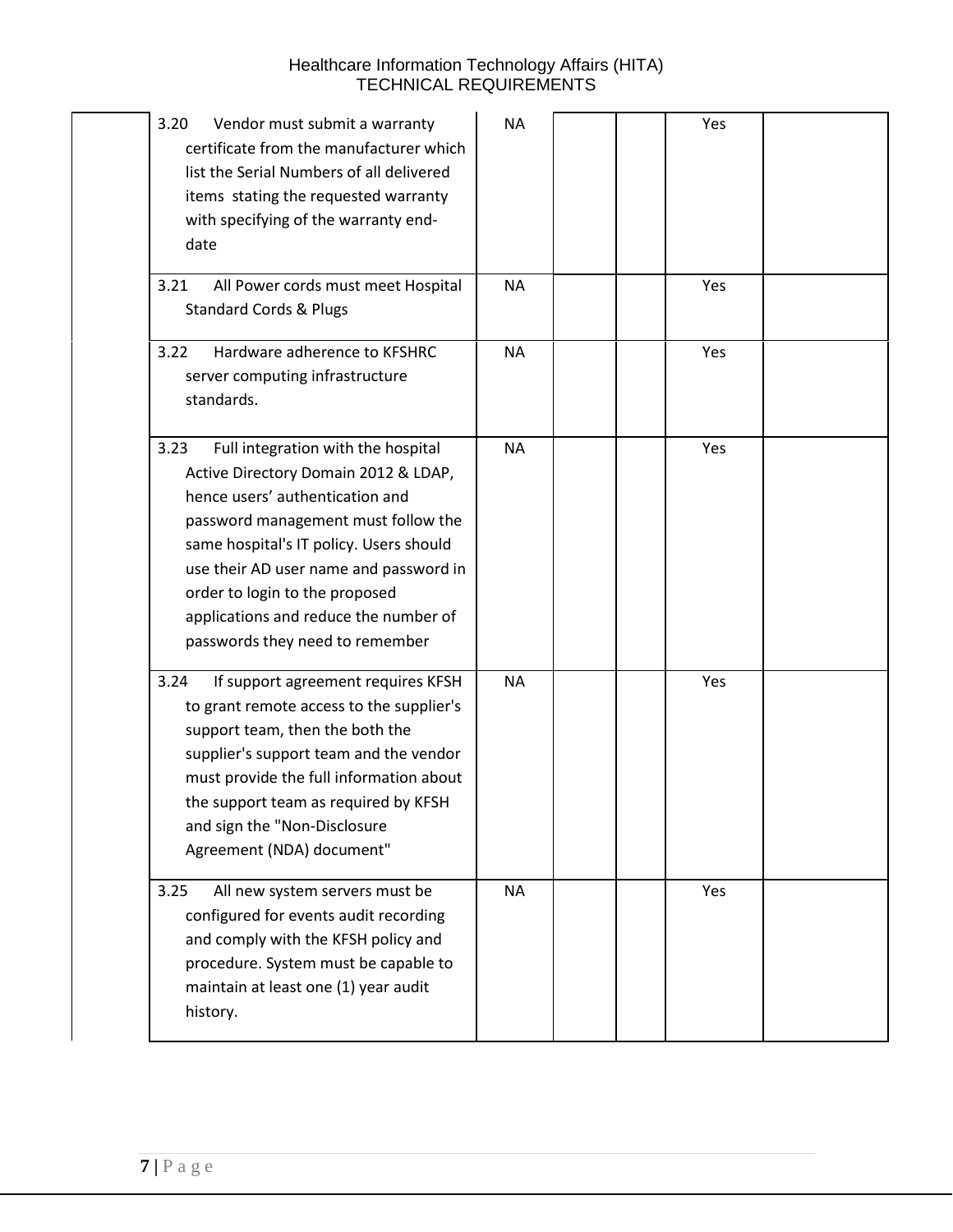| | | | | | |
|---|---|---|---|---|---|
| 3.20 Vendor must submit a warranty certificate from the manufacturer which list the Serial Numbers of all delivered items stating the requested warranty with specifying of the warranty end-date | NA | | | Yes | |
| 3.21 All Power cords must meet Hospital Standard Cords & Plugs | NA | | | Yes | |
| 3.22 Hardware adherence to KFSHRC server computing infrastructure standards. | NA | | | Yes | |
| 3.23 Full integration with the hospital Active Directory Domain 2012 & LDAP, hence users' authentication and password management must follow the same hospital's IT policy. Users should use their AD user name and password in order to login to the proposed applications and reduce the number of passwords they need to remember | NA | | | Yes | |
| 3.24 If support agreement requires KFSH to grant remote access to the supplier's support team, then the both the supplier's support team and the vendor must provide the full information about the support team as required by KFSH and sign the "Non-Disclosure Agreement (NDA) document" | NA | | | Yes | |
| 3.25 All new system servers must be configured for events audit recording and comply with the KFSH policy and procedure. System must be capable to maintain at least one (1) year audit history. | NA | | | Yes | |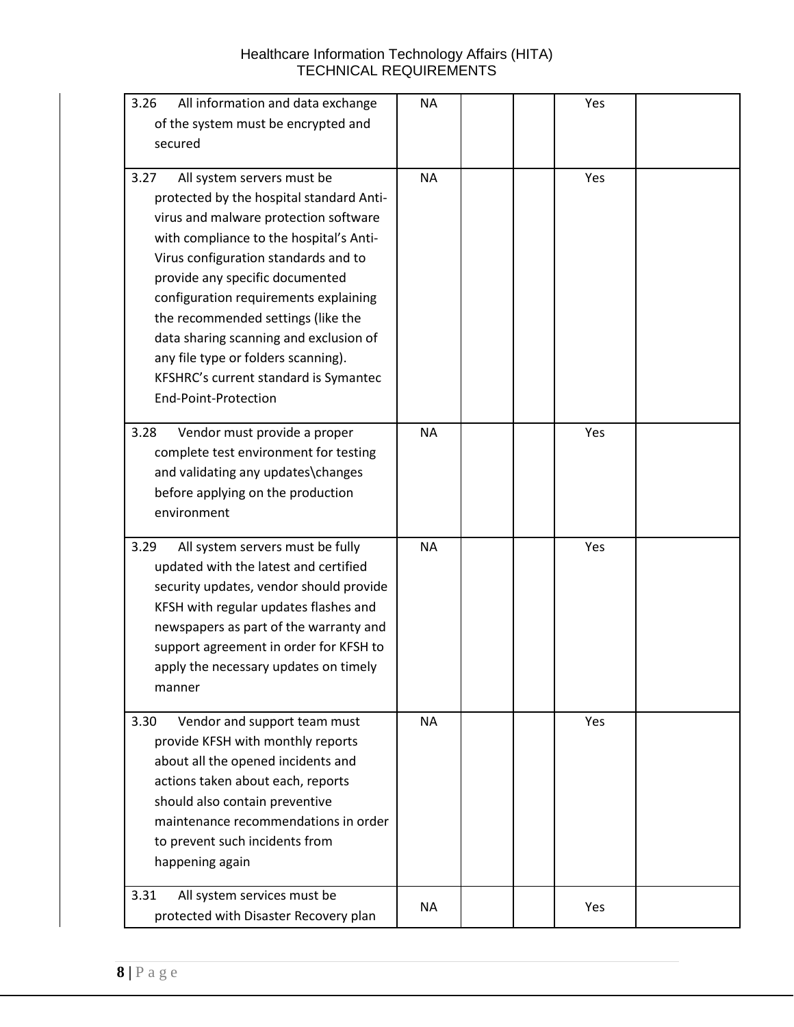| | | | | | |
|---|---|---|---|---|---|
| 3.26 All information and data exchange of the system must be encrypted and secured | NA | | | Yes | |
| 3.27 All system servers must be protected by the hospital standard Anti-virus and malware protection software with compliance to the hospital's Anti-Virus configuration standards and to provide any specific documented configuration requirements explaining the recommended settings (like the data sharing scanning and exclusion of any file type or folders scanning). KFSHRC's current standard is Symantec End-Point-Protection | NA | | | Yes | |
| 3.28 Vendor must provide a proper complete test environment for testing and validating any updates\changes before applying on the production environment | NA | | | Yes | |
| 3.29 All system servers must be fully updated with the latest and certified security updates, vendor should provide KFSH with regular updates flashes and newspapers as part of the warranty and support agreement in order for KFSH to apply the necessary updates on timely manner | NA | | | Yes | |
| 3.30 Vendor and support team must provide KFSH with monthly reports about all the opened incidents and actions taken about each, reports should also contain preventive maintenance recommendations in order to prevent such incidents from happening again | NA | | | Yes | |
| 3.31 All system services must be protected with Disaster Recovery plan | NA | | | Yes | |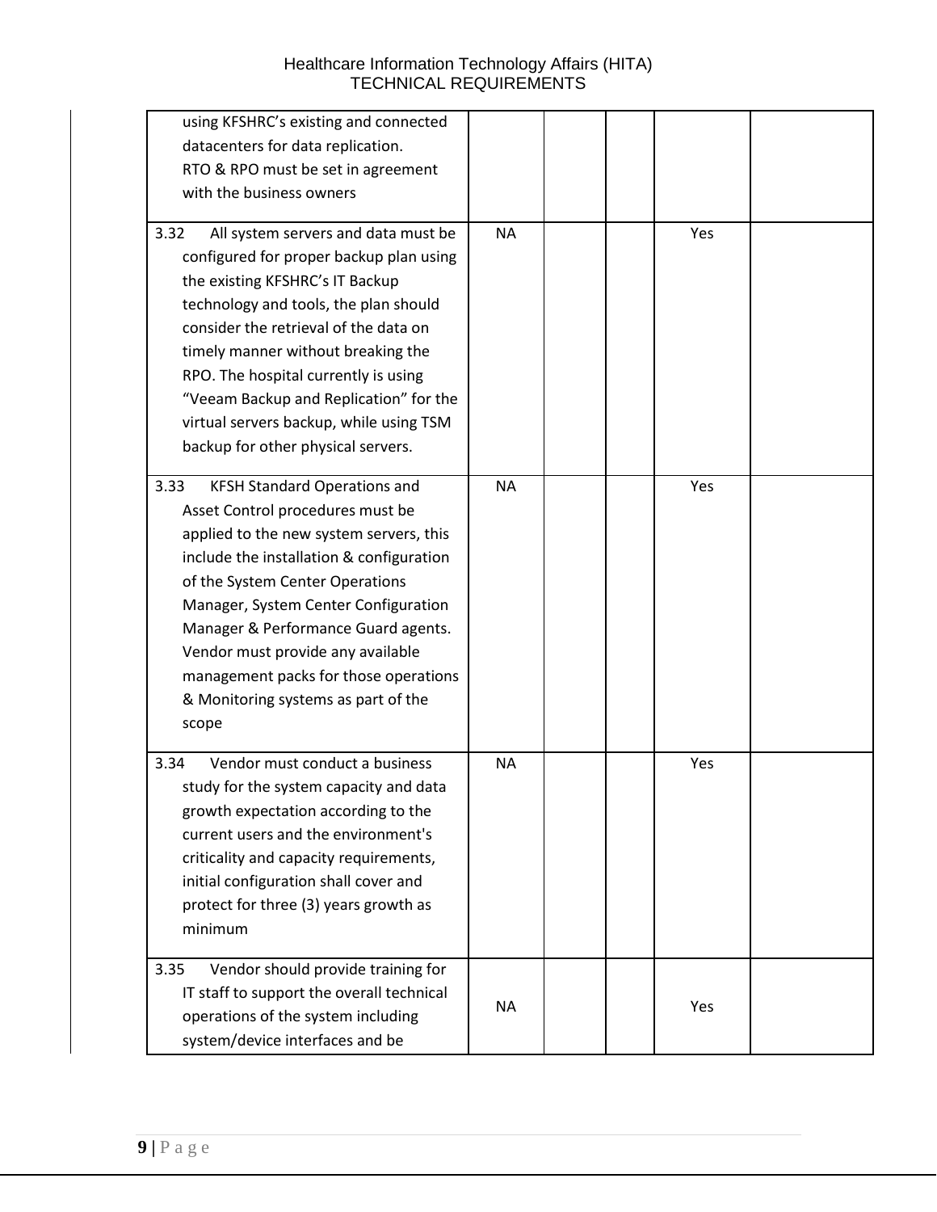| | | | | | |
|---|---|---|---|---|---|
| using KFSHRC's existing and connected datacenters for data replication. RTO & RPO must be set in agreement with the business owners | | | | | |
| 3.32 All system servers and data must be configured for proper backup plan using the existing KFSHRC's IT Backup technology and tools, the plan should consider the retrieval of the data on timely manner without breaking the RPO. The hospital currently is using "Veeam Backup and Replication" for the virtual servers backup, while using TSM backup for other physical servers. | NA | | | Yes | |
| 3.33 KFSH Standard Operations and Asset Control procedures must be applied to the new system servers, this include the installation & configuration of the System Center Operations Manager, System Center Configuration Manager & Performance Guard agents. Vendor must provide any available management packs for those operations & Monitoring systems as part of the scope | NA | | | Yes | |
| 3.34 Vendor must conduct a business study for the system capacity and data growth expectation according to the current users and the environment's criticality and capacity requirements, initial configuration shall cover and protect for three (3) years growth as minimum | NA | | | Yes | |
| 3.35 Vendor should provide training for IT staff to support the overall technical operations of the system including system/device interfaces and be | NA | | | Yes | |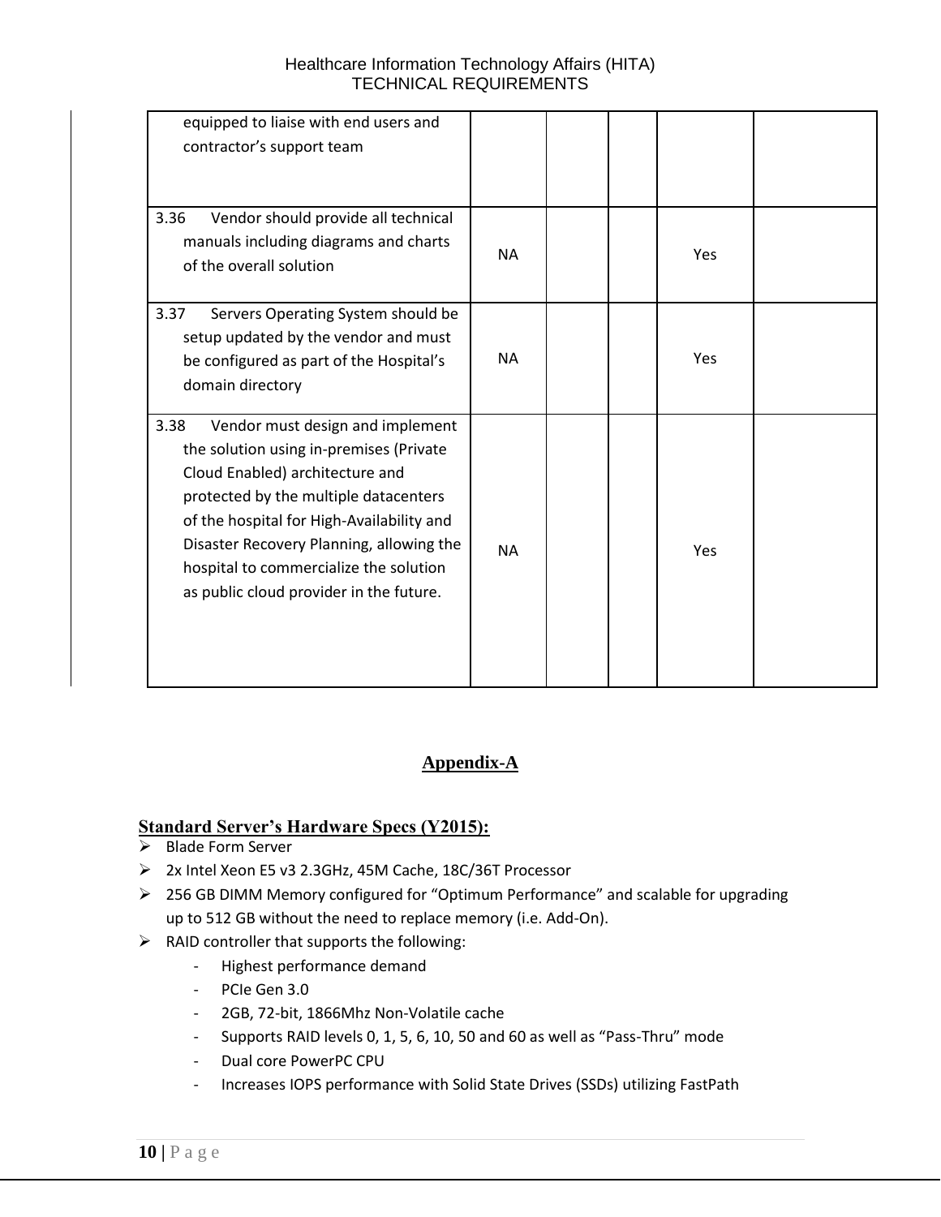| | | | | | |
|---|---|---|---|---|---|
| equipped to liaise with end users and contractor's support team | | | | | |
| 3.36 Vendor should provide all technical manuals including diagrams and charts of the overall solution | NA | | | Yes | |
| 3.37 Servers Operating System should be setup updated by the vendor and must be configured as part of the Hospital's domain directory | NA | | | Yes | |
| 3.38 Vendor must design and implement the solution using in-premises (Private Cloud Enabled) architecture and protected by the multiple datacenters of the hospital for High-Availability and Disaster Recovery Planning, allowing the hospital to commercialize the solution as public cloud provider in the future. | NA | | | Yes | |

## Appendix-A

### Standard Server's Hardware Specs (Y2015):

- Blade Form Server
- 2x Intel Xeon E5 v3 2.3GHz, 45M Cache, 18C/36T Processor
- 256 GB DIMM Memory configured for "Optimum Performance" and scalable for upgrading up to 512 GB without the need to replace memory (i.e. Add-On).
- RAID controller that supports the following:
  - Highest performance demand
  - PCIe Gen 3.0
  - 2GB, 72-bit, 1866Mhz Non-Volatile cache
  - Supports RAID levels 0, 1, 5, 6, 10, 50 and 60 as well as "Pass-Thru" mode
  - Dual core PowerPC CPU
  - Increases IOPS performance with Solid State Drives (SSDs) utilizing FastPath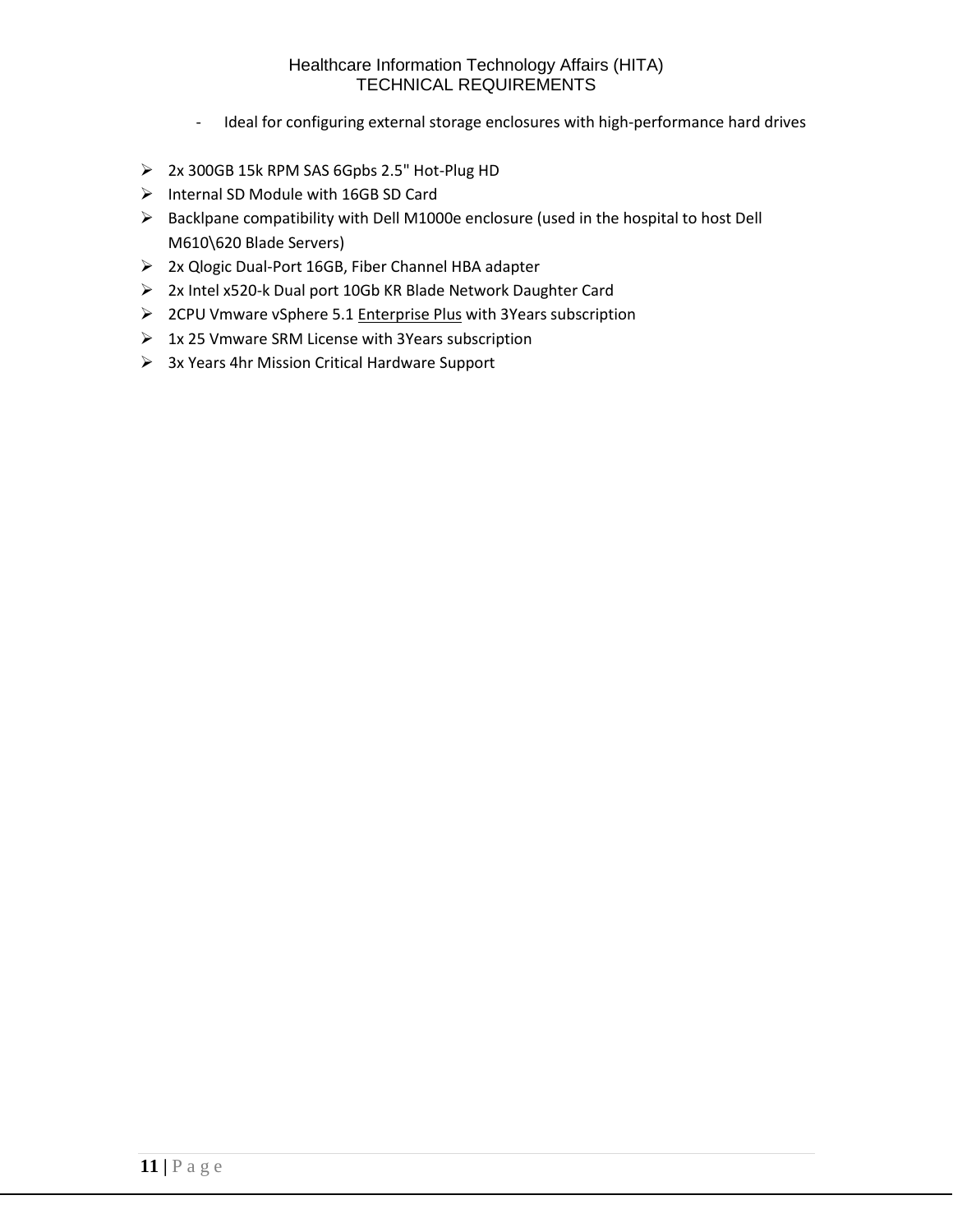- Ideal for configuring external storage enclosures with high-performance hard drives

- 2x 300GB 15k RPM SAS 6Gpbs 2.5" Hot-Plug HD
- Internal SD Module with 16GB SD Card
- Backlpane compatibility with Dell M1000e enclosure (used in the hospital to host Dell M610\620 Blade Servers)
- 2x Qlogic Dual-Port 16GB, Fiber Channel HBA adapter
- 2x Intel x520-k Dual port 10Gb KR Blade Network Daughter Card
- 2CPU Vmware vSphere 5.1 Enterprise Plus with 3Years subscription
- 1x 25 Vmware SRM License with 3Years subscription
- 3x Years 4hr Mission Critical Hardware Support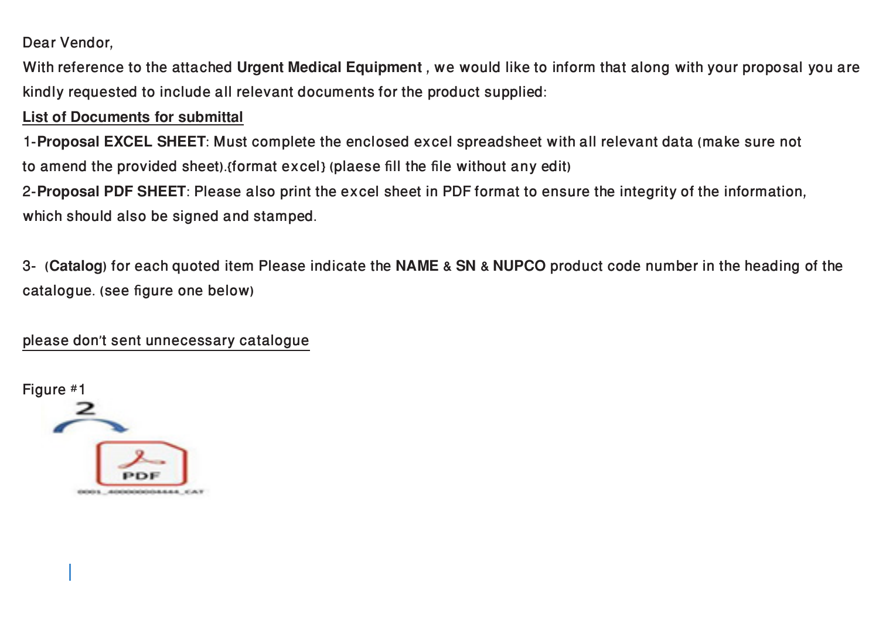Dear Vendor,

With reference to the attached **Urgent Medical Equipment** , we would like to inform that along with your proposal you are kindly requested to include all relevant documents for the product supplied:

<u>List of Documents for submittal</u>

1-**Proposal EXCEL SHEET**: Must complete the enclosed excel spreadsheet with all relevant data (make sure not to amend the provided sheet).{format excel} (plaese fill the file without any edit)

2-**Proposal PDF SHEET**: Please also print the excel sheet in PDF format to ensure the integrity of the information, which should also be signed and stamped.

3- (**Catalog**) for each quoted item Please indicate the **NAME** & **SN** & **NUPCO** product code number in the heading of the catalogue. (see figure one below)

<u>please don't sent unnecessary catalogue</u>

Figure #1

2

PDF

0001_400000004444_CAT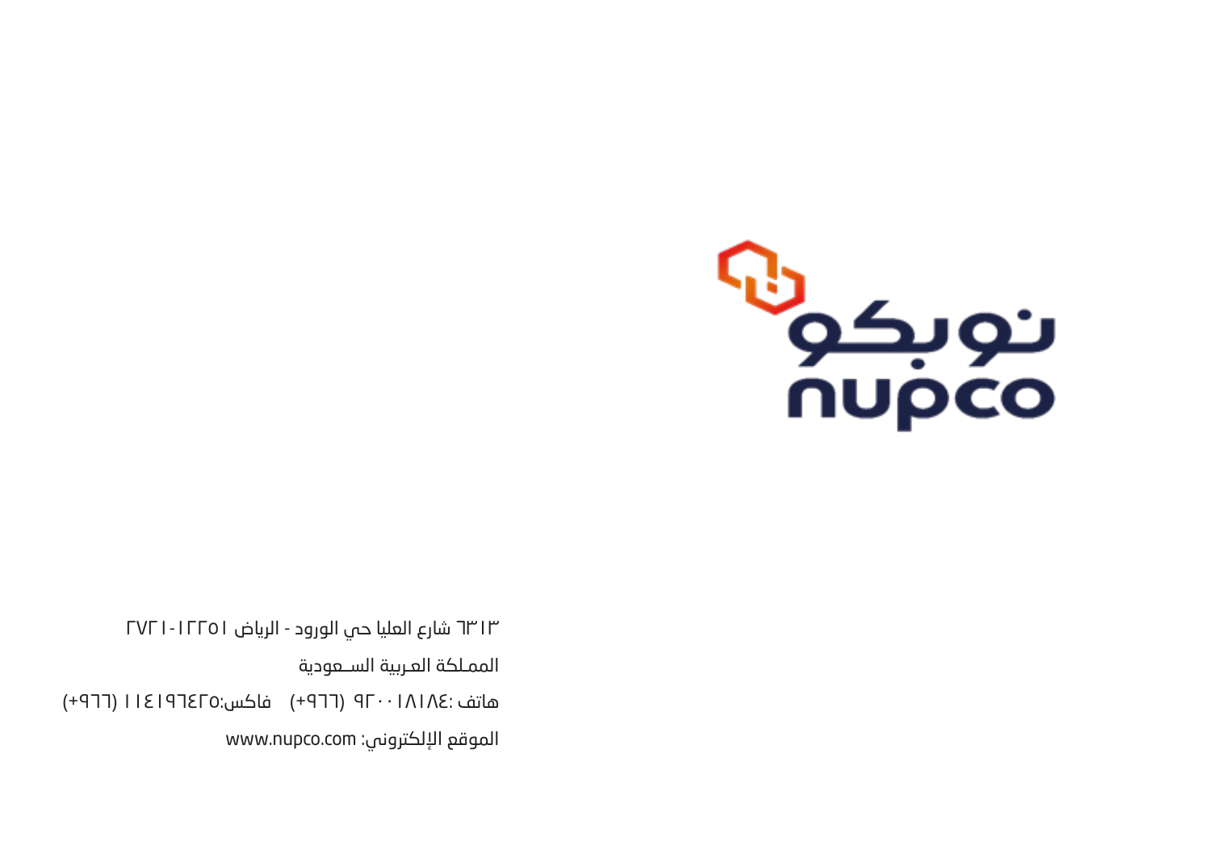نوبكو
nupco

٦٣١٣ شارع العليا حي الورود - الرياض ١٢٢٥١-٢٧٢١

المملكة العربية السعودية

هاتف :٩٢٠٠١٨١٨٤ (+٩٦٦) فاكس:١١٤١٩٦٤٢٥ (+٩٦٦)

الموقع الإلكتروني: www.nupco.com